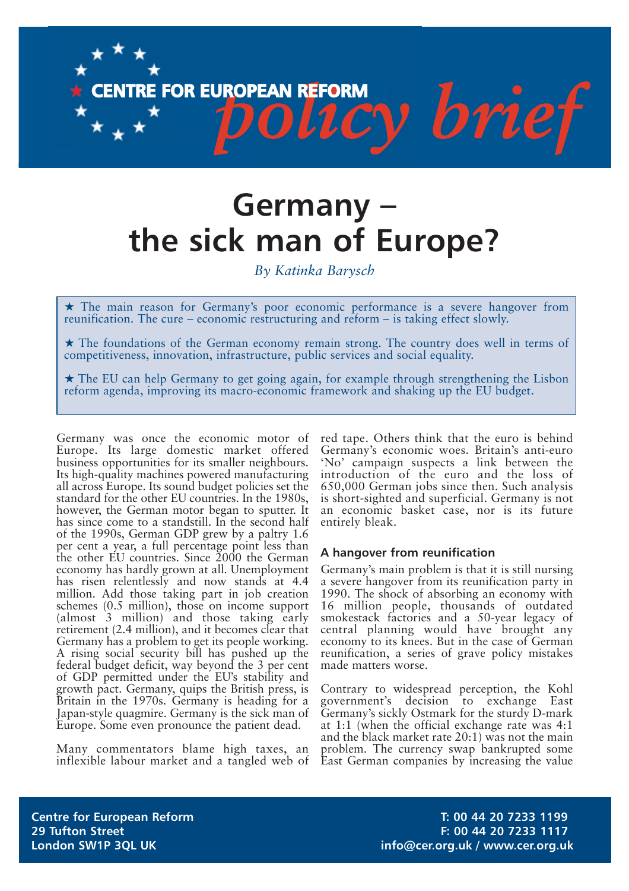CENTRE FOR EUROPEAN REFORM *policy brief*

# Germany – the sick man of Europe?

*By Katinka Barysch*

★ The main reason for Germany's poor economic performance is a severe hangover from reunification. The cure – economic restructuring and reform – is taking effect slowly.

★ The foundations of the German economy remain strong. The country does well in terms of competitiveness, innovation, infrastructure, public services and social equality.

★ The EU can help Germany to get going again, for example through strengthening the Lisbon reform agenda, improving its macro-economic framework and shaking up the EU budget.

Germany was once the economic motor of Europe. Its large domestic market offered business opportunities for its smaller neighbours. Its high-quality machines powered manufacturing all across Europe. Its sound budget policies set the standard for the other EU countries. In the 1980s, however, the German motor began to sputter. It has since come to a standstill. In the second half of the 1990s, German GDP grew by a paltry 1.6 per cent a year, a full percentage point less than the other EU countries. Since 2000 the German economy has hardly grown at all. Unemployment has risen relentlessly and now stands at 4.4 million. Add those taking part in job creation schemes (0.5 million), those on income support (almost 3 million) and those taking early retirement (2.4 million), and it becomes clear that Germany has a problem to get its people working. A rising social security bill has pushed up the federal budget deficit, way beyond the 3 per cent of GDP permitted under the EU's stability and growth pact. Germany, quips the British press, is Britain in the 1970s. Germany is heading for a Japan-style quagmire. Germany is the sick man of Europe. Some even pronounce the patient dead.

Many commentators blame high taxes, an inflexible labour market and a tangled web of red tape. Others think that the euro is behind Germany's economic woes. Britain's anti-euro 'No' campaign suspects a link between the introduction of the euro and the loss of 650,000 German jobs since then. Such analysis is short-sighted and superficial. Germany is not an economic basket case, nor is its future entirely bleak.

### A hangover from reunification

Germany's main problem is that it is still nursing a severe hangover from its reunification party in 1990. The shock of absorbing an economy with 16 million people, thousands of outdated smokestack factories and a 50-year legacy of central planning would have brought any economy to its knees. But in the case of German reunification, a series of grave policy mistakes made matters worse.

Contrary to widespread perception, the Kohl government's decision to exchange East Germany's sickly Ostmark for the sturdy D-mark at 1:1 (when the official exchange rate was 4:1 and the black market rate 20:1) was not the main problem. The currency swap bankrupted some East German companies by increasing the value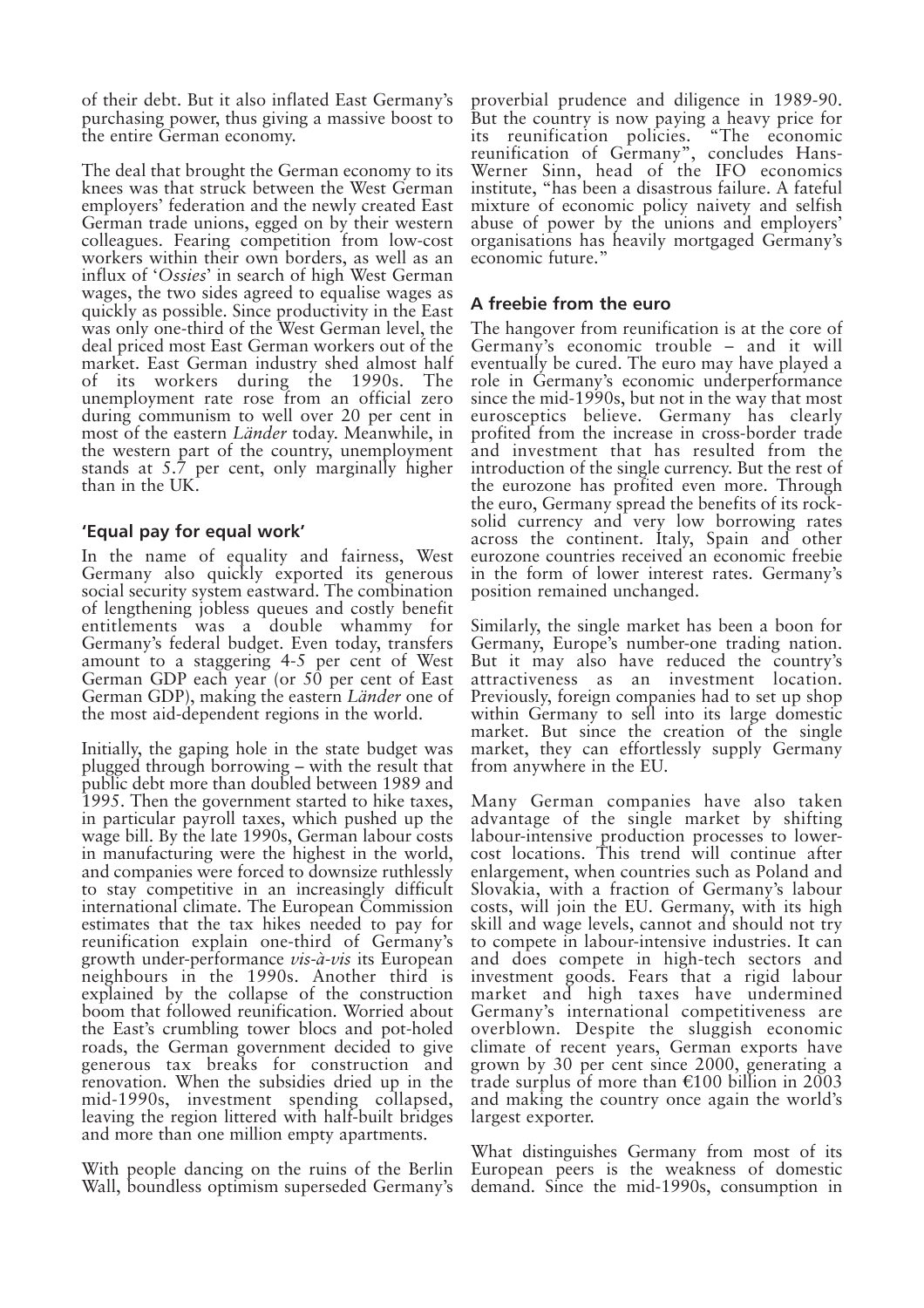of their debt. But it also inflated East Germany's purchasing power, thus giving a massive boost to the entire German economy.

The deal that brought the German economy to its knees was that struck between the West German employers' federation and the newly created East German trade unions, egged on by their western colleagues. Fearing competition from low-cost workers within their own borders, as well as an influx of '*Ossies*' in search of high West German wages, the two sides agreed to equalise wages as quickly as possible. Since productivity in the East was only one-third of the West German level, the deal priced most East German workers out of the market. East German industry shed almost half of its workers during the 1990s. The unemployment rate rose from an official zero during communism to well over 20 per cent in most of the eastern *Länder* today. Meanwhile, in the western part of the country, unemployment stands at 5.7 per cent, only marginally higher than in the UK.

### 'Equal pay for equal work'

In the name of equality and fairness, West Germany also quickly exported its generous social security system eastward. The combination of lengthening jobless queues and costly benefit entitlements was a double whammy for Germany's federal budget. Even today, transfers amount to a staggering 4-5 per cent of West German GDP each year (or 50 per cent of East German GDP), making the eastern *Länder* one of the most aid-dependent regions in the world.

Initially, the gaping hole in the state budget was plugged through borrowing – with the result that public debt more than doubled between 1989 and 1995. Then the government started to hike taxes, in particular payroll taxes, which pushed up the wage bill. By the late 1990s, German labour costs in manufacturing were the highest in the world, and companies were forced to downsize ruthlessly to stay competitive in an increasingly difficult international climate. The European Commission estimates that the tax hikes needed to pay for reunification explain one-third of Germany's growth under-performance *vis-à-vis* its European neighbours in the 1990s. Another third is explained by the collapse of the construction boom that followed reunification. Worried about the East's crumbling tower blocs and pot-holed roads, the German government decided to give generous tax breaks for construction and renovation. When the subsidies dried up in the mid-1990s, investment spending collapsed, leaving the region littered with half-built bridges and more than one million empty apartments.

With people dancing on the ruins of the Berlin Wall, boundless optimism superseded Germany's proverbial prudence and diligence in 1989-90. But the country is now paying a heavy price for its reunification policies. "The economic reunification of Germany", concludes Hans-Werner Sinn, head of the IFO economics institute, "has been a disastrous failure. A fateful mixture of economic policy naivety and selfish abuse of power by the unions and employers' organisations has heavily mortgaged Germany's economic future."

### A freebie from the euro

The hangover from reunification is at the core of Germany's economic trouble – and it will eventually be cured. The euro may have played a role in Germany's economic underperformance since the mid-1990s, but not in the way that most eurosceptics believe. Germany has clearly profited from the increase in cross-border trade and investment that has resulted from the introduction of the single currency. But the rest of the eurozone has profited even more. Through the euro, Germany spread the benefits of its rock-solid currency and very low borrowing rates across the continent. Italy, Spain and other eurozone countries received an economic freebie in the form of lower interest rates. Germany's position remained unchanged.

Similarly, the single market has been a boon for Germany, Europe's number-one trading nation. But it may also have reduced the country's attractiveness as an investment location. Previously, foreign companies had to set up shop within Germany to sell into its large domestic market. But since the creation of the single market, they can effortlessly supply Germany from anywhere in the EU.

Many German companies have also taken advantage of the single market by shifting labour-intensive production processes to lower-cost locations. This trend will continue after enlargement, when countries such as Poland and Slovakia, with a fraction of Germany's labour costs, will join the EU. Germany, with its high skill and wage levels, cannot and should not try to compete in labour-intensive industries. It can and does compete in high-tech sectors and investment goods. Fears that a rigid labour market and high taxes have undermined Germany's international competitiveness are overblown. Despite the sluggish economic climate of recent years, German exports have grown by 30 per cent since 2000, generating a trade surplus of more than €100 billion in 2003 and making the country once again the world's largest exporter.

What distinguishes Germany from most of its European peers is the weakness of domestic demand. Since the mid-1990s, consumption in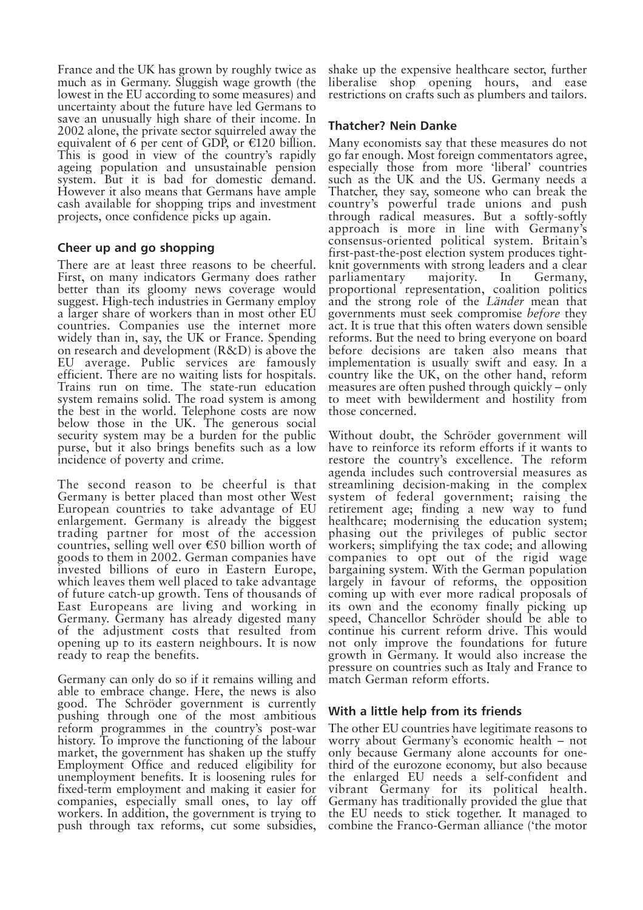France and the UK has grown by roughly twice as much as in Germany. Sluggish wage growth (the lowest in the EU according to some measures) and uncertainty about the future have led Germans to save an unusually high share of their income. In 2002 alone, the private sector squirreled away the equivalent of 6 per cent of GDP, or €120 billion. This is good in view of the country's rapidly ageing population and unsustainable pension system. But it is bad for domestic demand. However it also means that Germans have ample cash available for shopping trips and investment projects, once confidence picks up again.

### Cheer up and go shopping

There are at least three reasons to be cheerful. First, on many indicators Germany does rather better than its gloomy news coverage would suggest. High-tech industries in Germany employ a larger share of workers than in most other EU countries. Companies use the internet more widely than in, say, the UK or France. Spending on research and development (R&D) is above the EU average. Public services are famously efficient. There are no waiting lists for hospitals. Trains run on time. The state-run education system remains solid. The road system is among the best in the world. Telephone costs are now below those in the UK. The generous social security system may be a burden for the public purse, but it also brings benefits such as a low incidence of poverty and crime.

The second reason to be cheerful is that Germany is better placed than most other West European countries to take advantage of EU enlargement. Germany is already the biggest trading partner for most of the accession countries, selling well over €50 billion worth of goods to them in 2002. German companies have invested billions of euro in Eastern Europe, which leaves them well placed to take advantage of future catch-up growth. Tens of thousands of East Europeans are living and working in Germany. Germany has already digested many of the adjustment costs that resulted from opening up to its eastern neighbours. It is now ready to reap the benefits.

Germany can only do so if it remains willing and able to embrace change. Here, the news is also good. The Schröder government is currently pushing through one of the most ambitious reform programmes in the country's post-war history. To improve the functioning of the labour market, the government has shaken up the stuffy Employment Office and reduced eligibility for unemployment benefits. It is loosening rules for fixed-term employment and making it easier for companies, especially small ones, to lay off workers. In addition, the government is trying to push through tax reforms, cut some subsidies, shake up the expensive healthcare sector, further liberalise shop opening hours, and ease restrictions on crafts such as plumbers and tailors.

### Thatcher? Nein Danke

Many economists say that these measures do not go far enough. Most foreign commentators agree, especially those from more 'liberal' countries such as the UK and the US. Germany needs a Thatcher, they say, someone who can break the country's powerful trade unions and push through radical measures. But a softly-softly approach is more in line with Germany's consensus-oriented political system. Britain's first-past-the-post election system produces tight-knit governments with strong leaders and a clear parliamentary majority. In Germany, proportional representation, coalition politics and the strong role of the *Länder* mean that governments must seek compromise *before* they act. It is true that this often waters down sensible reforms. But the need to bring everyone on board before decisions are taken also means that implementation is usually swift and easy. In a country like the UK, on the other hand, reform measures are often pushed through quickly – only to meet with bewilderment and hostility from those concerned.

Without doubt, the Schröder government will have to reinforce its reform efforts if it wants to restore the country's excellence. The reform agenda includes such controversial measures as streamlining decision-making in the complex system of federal government; raising the retirement age; finding a new way to fund healthcare; modernising the education system; phasing out the privileges of public sector workers; simplifying the tax code; and allowing companies to opt out of the rigid wage bargaining system. With the German population largely in favour of reforms, the opposition coming up with ever more radical proposals of its own and the economy finally picking up speed, Chancellor Schröder should be able to continue his current reform drive. This would not only improve the foundations for future growth in Germany. It would also increase the pressure on countries such as Italy and France to match German reform efforts.

### With a little help from its friends

The other EU countries have legitimate reasons to worry about Germany's economic health – not only because Germany alone accounts for one-third of the eurozone economy, but also because the enlarged EU needs a self-confident and vibrant Germany for its political health. Germany has traditionally provided the glue that the EU needs to stick together. It managed to combine the Franco-German alliance ('the motor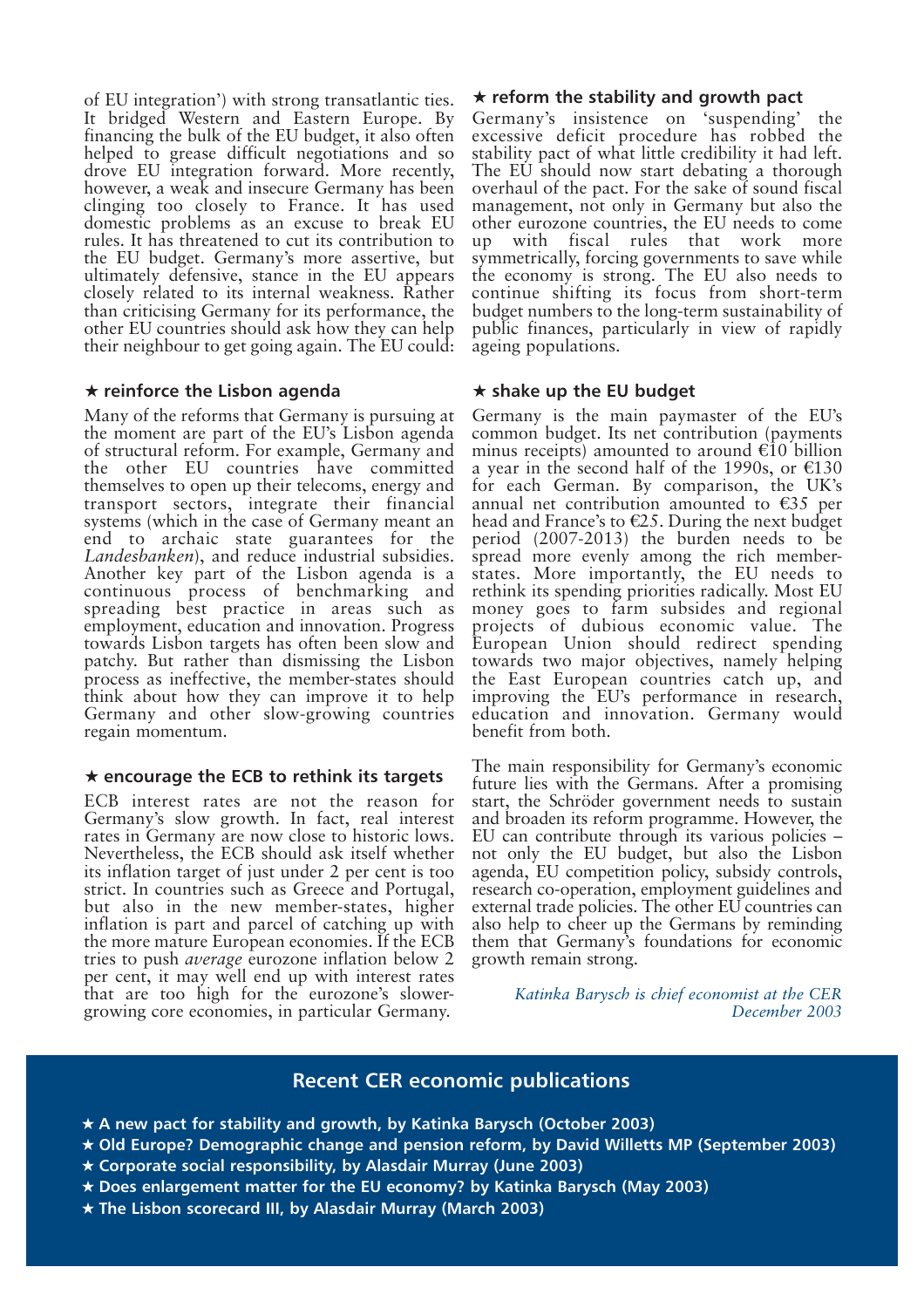of EU integration') with strong transatlantic ties. It bridged Western and Eastern Europe. By financing the bulk of the EU budget, it also often helped to grease difficult negotiations and so drove EU integration forward. More recently, however, a weak and insecure Germany has been clinging too closely to France. It has used domestic problems as an excuse to break EU rules. It has threatened to cut its contribution to the EU budget. Germany's more assertive, but ultimately defensive, stance in the EU appears closely related to its internal weakness. Rather than criticising Germany for its performance, the other EU countries should ask how they can help their neighbour to get going again. The EU could:

### ★ reinforce the Lisbon agenda

Many of the reforms that Germany is pursuing at the moment are part of the EU's Lisbon agenda of structural reform. For example, Germany and the other EU countries have committed themselves to open up their telecoms, energy and transport sectors, integrate their financial systems (which in the case of Germany meant an end to archaic state guarantees for the *Landesbanken*), and reduce industrial subsidies. Another key part of the Lisbon agenda is a continuous process of benchmarking and spreading best practice in areas such as employment, education and innovation. Progress towards Lisbon targets has often been slow and patchy. But rather than dismissing the Lisbon process as ineffective, the member-states should think about how they can improve it to help Germany and other slow-growing countries regain momentum.

### ★ encourage the ECB to rethink its targets

ECB interest rates are not the reason for Germany's slow growth. In fact, real interest rates in Germany are now close to historic lows. Nevertheless, the ECB should ask itself whether its inflation target of just under 2 per cent is too strict. In countries such as Greece and Portugal, but also in the new member-states, higher inflation is part and parcel of catching up with the more mature European economies. If the ECB tries to push *average* eurozone inflation below 2 per cent, it may well end up with interest rates that are too high for the eurozone's slower-growing core economies, in particular Germany.

### ★ reform the stability and growth pact

Germany's insistence on 'suspending' the excessive deficit procedure has robbed the stability pact of what little credibility it had left. The EU should now start debating a thorough overhaul of the pact. For the sake of sound fiscal management, not only in Germany but also the other eurozone countries, the EU needs to come up with fiscal rules that work more symmetrically, forcing governments to save while the economy is strong. The EU also needs to continue shifting its focus from short-term budget numbers to the long-term sustainability of public finances, particularly in view of rapidly ageing populations.

### ★ shake up the EU budget

Germany is the main paymaster of the EU's common budget. Its net contribution (payments minus receipts) amounted to around €10 billion a year in the second half of the 1990s, or €130 for each German. By comparison, the UK's annual net contribution amounted to €35 per head and France's to €25. During the next budget period (2007-2013) the burden needs to be spread more evenly among the rich member-states. More importantly, the EU needs to rethink its spending priorities radically. Most EU money goes to farm subsides and regional projects of dubious economic value. The European Union should redirect spending towards two major objectives, namely helping the East European countries catch up, and improving the EU's performance in research, education and innovation. Germany would benefit from both.

The main responsibility for Germany's economic future lies with the Germans. After a promising start, the Schröder government needs to sustain and broaden its reform programme. However, the EU can contribute through its various policies – not only the EU budget, but also the Lisbon agenda, EU competition policy, subsidy controls, research co-operation, employment guidelines and external trade policies. The other EU countries can also help to cheer up the Germans by reminding them that Germany's foundations for economic growth remain strong.

*Katinka Barysch is chief economist at the CER*
*December 2003*

## Recent CER economic publications

- ★ **A new pact for stability and growth, by Katinka Barysch (October 2003)**
- ★ **Old Europe? Demographic change and pension reform, by David Willetts MP (September 2003)**
- ★ **Corporate social responsibility, by Alasdair Murray (June 2003)**
- ★ **Does enlargement matter for the EU economy? by Katinka Barysch (May 2003)**
- ★ **The Lisbon scorecard III, by Alasdair Murray (March 2003)**